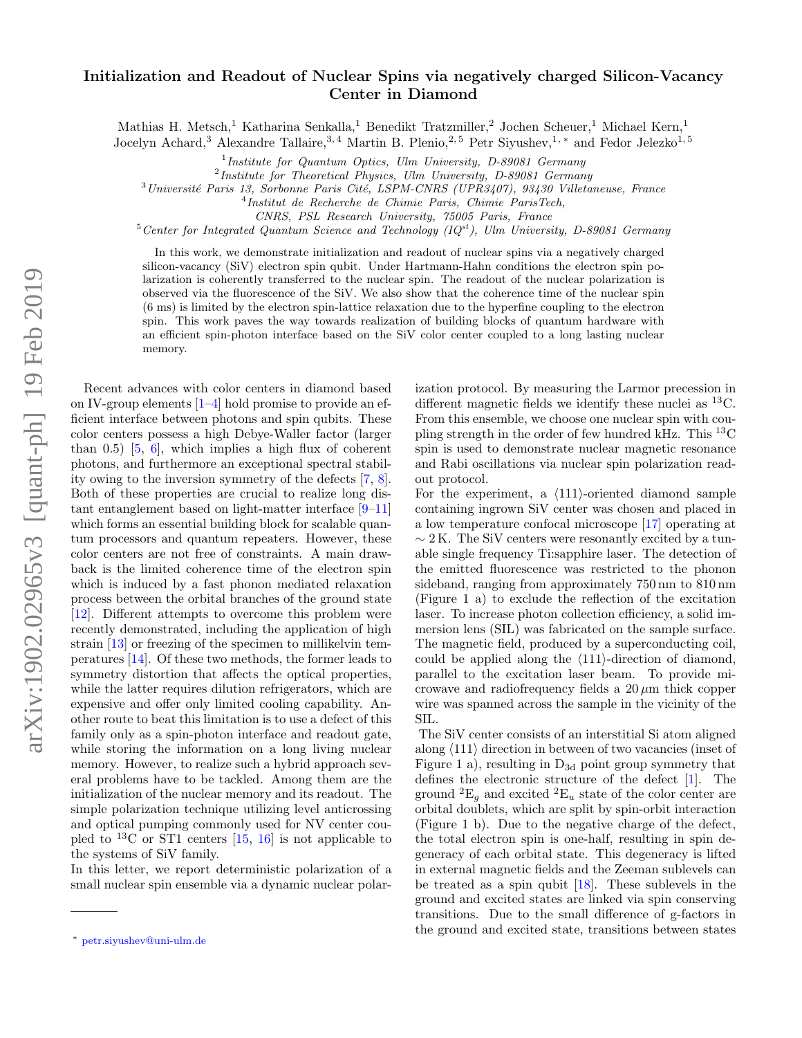# Initialization and Readout of Nuclear Spins via negatively charged Silicon-Vacancy Center in Diamond

Mathias H. Metsch,[1] Katharina Senkalla,[1] Benedikt Tratzmiller,[2] Jochen Scheuer,[1] Michael Kern,[1] Jocelyn Achard,[3] Alexandre Tallaire,[3,4] Martin B. Plenio,[2,5] Petr Siyushev,[1,*] and Fedor Jelezko[1,5]

[1] *Institute for Quantum Optics, Ulm University, D-89081 Germany*
[2] *Institute for Theoretical Physics, Ulm University, D-89081 Germany*
[3] *Université Paris 13, Sorbonne Paris Cité, LSPM-CNRS (UPR3407), 93430 Villetaneuse, France*
[4] *Institut de Recherche de Chimie Paris, Chimie ParisTech, CNRS, PSL Research University, 75005 Paris, France*
[5] *Center for Integrated Quantum Science and Technology (IQ$^{st}$), Ulm University, D-89081 Germany*

In this work, we demonstrate initialization and readout of nuclear spins via a negatively charged silicon-vacancy (SiV) electron spin qubit. Under Hartmann-Hahn conditions the electron spin polarization is coherently transferred to the nuclear spin. The readout of the nuclear polarization is observed via the fluorescence of the SiV. We also show that the coherence time of the nuclear spin (6 ms) is limited by the electron spin-lattice relaxation due to the hyperfine coupling to the electron spin. This work paves the way towards realization of building blocks of quantum hardware with an efficient spin-photon interface based on the SiV color center coupled to a long lasting nuclear memory.

Recent advances with color centers in diamond based on IV-group elements [1–4] hold promise to provide an efficient interface between photons and spin qubits. These color centers possess a high Debye-Waller factor (larger than 0.5) [5, 6], which implies a high flux of coherent photons, and furthermore an exceptional spectral stability owing to the inversion symmetry of the defects [7, 8]. Both of these properties are crucial to realize long distant entanglement based on light-matter interface [9–11] which forms an essential building block for scalable quantum processors and quantum repeaters. However, these color centers are not free of constraints. A main drawback is the limited coherence time of the electron spin which is induced by a fast phonon mediated relaxation process between the orbital branches of the ground state [12]. Different attempts to overcome this problem were recently demonstrated, including the application of high strain [13] or freezing of the specimen to millikelvin temperatures [14]. Of these two methods, the former leads to symmetry distortion that affects the optical properties, while the latter requires dilution refrigerators, which are expensive and offer only limited cooling capability. Another route to beat this limitation is to use a defect of this family only as a spin-photon interface and readout gate, while storing the information on a long living nuclear memory. However, to realize such a hybrid approach several problems have to be tackled. Among them are the initialization of the nuclear memory and its readout. The simple polarization technique utilizing level anticrossing and optical pumping commonly used for NV center coupled to $^{13}$C or ST1 centers [15, 16] is not applicable to the systems of SiV family.

In this letter, we report deterministic polarization of a small nuclear spin ensemble via a dynamic nuclear polarization protocol. By measuring the Larmor precession in different magnetic fields we identify these nuclei as $^{13}$C. From this ensemble, we choose one nuclear spin with coupling strength in the order of few hundred kHz. This $^{13}$C spin is used to demonstrate nuclear magnetic resonance and Rabi oscillations via nuclear spin polarization readout protocol.

For the experiment, a ⟨111⟩-oriented diamond sample containing ingrown SiV center was chosen and placed in a low temperature confocal microscope [17] operating at $\sim 2\,$K. The SiV centers were resonantly excited by a tunable single frequency Ti:sapphire laser. The detection of the emitted fluorescence was restricted to the phonon sideband, ranging from approximately 750 nm to 810 nm (Figure 1 a) to exclude the reflection of the excitation laser. To increase photon collection efficiency, a solid immersion lens (SIL) was fabricated on the sample surface. The magnetic field, produced by a superconducting coil, could be applied along the ⟨111⟩-direction of diamond, parallel to the excitation laser beam. To provide microwave and radiofrequency fields a $20\,\mu$m thick copper wire was spanned across the sample in the vicinity of the SIL.

The SiV center consists of an interstitial Si atom aligned along ⟨111⟩ direction in between of two vacancies (inset of Figure 1 a), resulting in $D_{3d}$ point group symmetry that defines the electronic structure of the defect [1]. The ground $^2E_g$ and excited $^2E_u$ state of the color center are orbital doublets, which are split by spin-orbit interaction (Figure 1 b). Due to the negative charge of the defect, the total electron spin is one-half, resulting in spin degeneracy of each orbital state. This degeneracy is lifted in external magnetic fields and the Zeeman sublevels can be treated as a spin qubit [18]. These sublevels in the ground and excited states are linked via spin conserving transitions. Due to the small difference of g-factors in the ground and excited state, transitions between states

* petr.siyushev@uni-ulm.de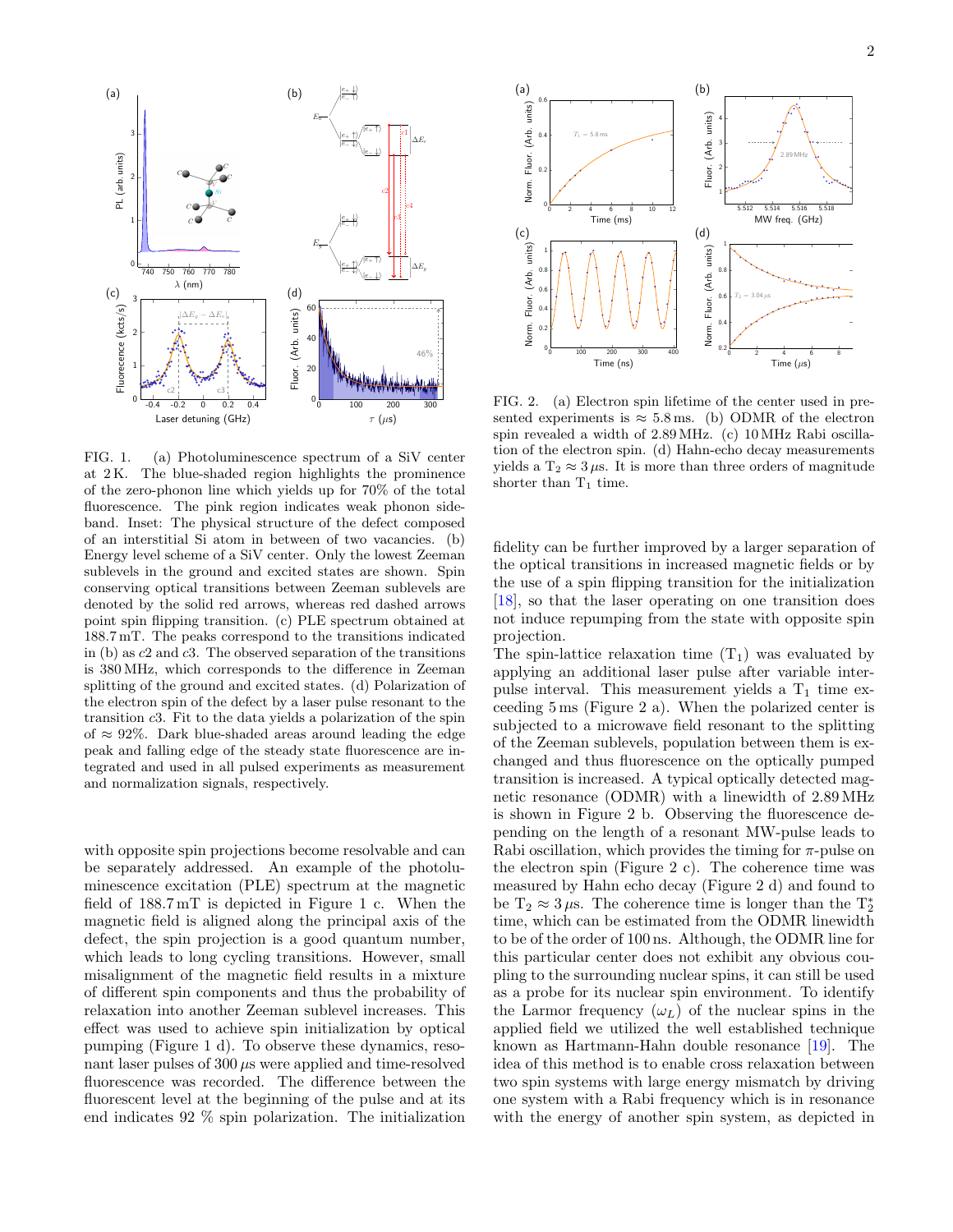FIG. 1. (a) Photoluminescence spectrum of a SiV center at 2 K. The blue-shaded region highlights the prominence of the zero-phonon line which yields up for 70% of the total fluorescence. The pink region indicates weak phonon sideband. Inset: The physical structure of the defect composed of an interstitial Si atom in between of two vacancies. (b) Energy level scheme of a SiV center. Only the lowest Zeeman sublevels in the ground and excited states are shown. Spin conserving optical transitions between Zeeman sublevels are denoted by the solid red arrows, whereas red dashed arrows point spin flipping transition. (c) PLE spectrum obtained at 188.7 mT. The peaks correspond to the transitions indicated in (b) as $c2$ and $c3$. The observed separation of the transitions is 380 MHz, which corresponds to the difference in Zeeman splitting of the ground and excited states. (d) Polarization of the electron spin of the defect by a laser pulse resonant to the transition $c3$. Fit to the data yields a polarization of the spin of $\approx 92\%$. Dark blue-shaded areas around leading the edge peak and falling edge of the steady state fluorescence are integrated and used in all pulsed experiments as measurement and normalization signals, respectively.

with opposite spin projections become resolvable and can be separately addressed. An example of the photoluminescence excitation (PLE) spectrum at the magnetic field of 188.7 mT is depicted in Figure 1 c. When the magnetic field is aligned along the principal axis of the defect, the spin projection is a good quantum number, which leads to long cycling transitions. However, small misalignment of the magnetic field results in a mixture of different spin components and thus the probability of relaxation into another Zeeman sublevel increases. This effect was used to achieve spin initialization by optical pumping (Figure 1 d). To observe these dynamics, resonant laser pulses of 300 $\mu$s were applied and time-resolved fluorescence was recorded. The difference between the fluorescent level at the beginning of the pulse and at its end indicates 92 % spin polarization. The initialization fidelity can be further improved by a larger separation of the optical transitions in increased magnetic fields or by the use of a spin flipping transition for the initialization [18], so that the laser operating on one transition does not induce repumping from the state with opposite spin projection.

FIG. 2. (a) Electron spin lifetime of the center used in presented experiments is $\approx 5.8$ ms. (b) ODMR of the electron spin revealed a width of 2.89 MHz. (c) 10 MHz Rabi oscillation of the electron spin. (d) Hahn-echo decay measurements yields a $T_2 \approx 3\,\mu$s. It is more than three orders of magnitude shorter than $T_1$ time.

The spin-lattice relaxation time ($T_1$) was evaluated by applying an additional laser pulse after variable interpulse interval. This measurement yields a $T_1$ time exceeding 5 ms (Figure 2 a). When the polarized center is subjected to a microwave field resonant to the splitting of the Zeeman sublevels, population between them is exchanged and thus fluorescence on the optically pumped transition is increased. A typical optically detected magnetic resonance (ODMR) with a linewidth of 2.89 MHz is shown in Figure 2 b. Observing the fluorescence depending on the length of a resonant MW-pulse leads to Rabi oscillation, which provides the timing for $\pi$-pulse on the electron spin (Figure 2 c). The coherence time was measured by Hahn echo decay (Figure 2 d) and found to be $T_2 \approx 3\,\mu$s. The coherence time is longer than the $T_2^*$ time, which can be estimated from the ODMR linewidth to be of the order of 100 ns. Although, the ODMR line for this particular center does not exhibit any obvious coupling to the surrounding nuclear spins, it can still be used as a probe for its nuclear spin environment. To identify the Larmor frequency ($\omega_L$) of the nuclear spins in the applied field we utilized the well established technique known as Hartmann-Hahn double resonance [19]. The idea of this method is to enable cross relaxation between two spin systems with large energy mismatch by driving one system with a Rabi frequency which is in resonance with the energy of another spin system, as depicted in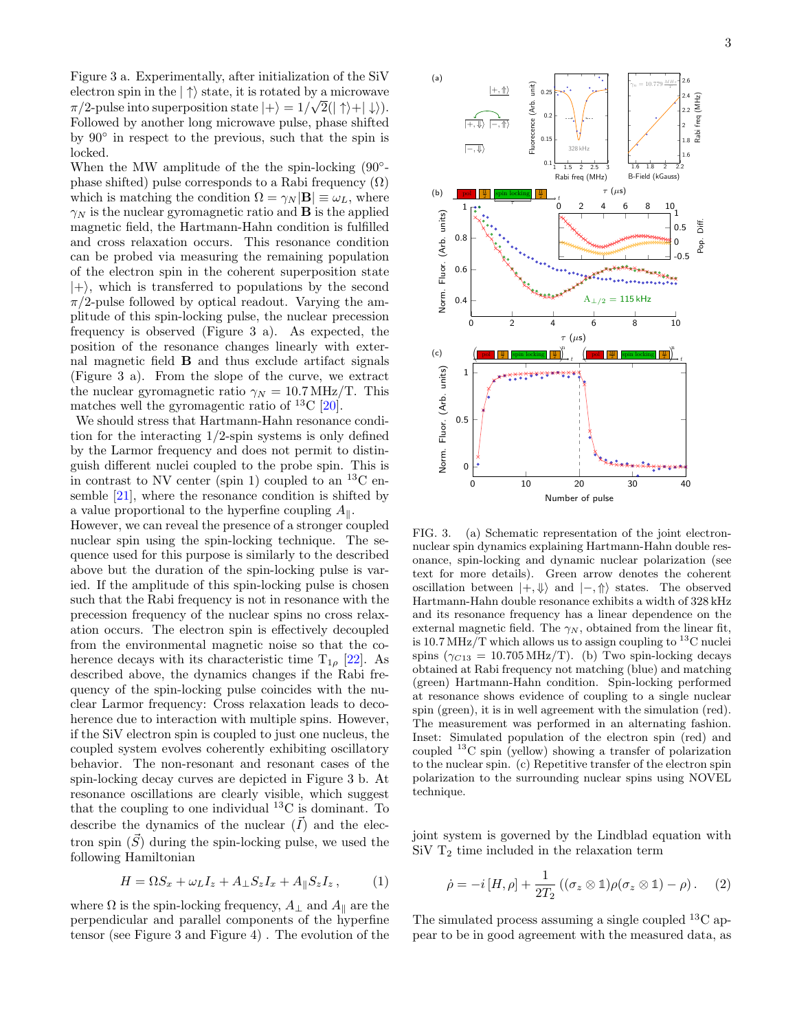Figure 3 a. Experimentally, after initialization of the SiV electron spin in the $|\uparrow\rangle$ state, it is rotated by a microwave $\pi/2$-pulse into superposition state $|+\rangle = 1/\sqrt{2}(|\uparrow\rangle + |\downarrow\rangle)$. Followed by another long microwave pulse, phase shifted by 90° in respect to the previous, such that the spin is locked.

When the MW amplitude of the the spin-locking (90°-phase shifted) pulse corresponds to a Rabi frequency ($\Omega$) which is matching the condition $\Omega = \gamma_N |\mathbf{B}| \equiv \omega_L$, where $\gamma_N$ is the nuclear gyromagnetic ratio and $\mathbf{B}$ is the applied magnetic field, the Hartmann-Hahn condition is fulfilled and cross relaxation occurs. This resonance condition can be probed via measuring the remaining population of the electron spin in the coherent superposition state $|+\rangle$, which is transferred to populations by the second $\pi/2$-pulse followed by optical readout. Varying the amplitude of this spin-locking pulse, the nuclear precession frequency is observed (Figure 3 a). As expected, the position of the resonance changes linearly with external magnetic field $\mathbf{B}$ and thus exclude artifact signals (Figure 3 a). From the slope of the curve, we extract the nuclear gyromagnetic ratio $\gamma_N = 10.7\,\mathrm{MHz/T}$. This matches well the gyromagnetic ratio of $^{13}$C [20].

We should stress that Hartmann-Hahn resonance condition for the interacting 1/2-spin systems is only defined by the Larmor frequency and does not permit to distinguish different nuclei coupled to the probe spin. This is in contrast to NV center (spin 1) coupled to an $^{13}$C ensemble [21], where the resonance condition is shifted by a value proportional to the hyperfine coupling $A_\parallel$.

However, we can reveal the presence of a stronger coupled nuclear spin using the spin-locking technique. The sequence used for this purpose is similarly to the described above but the duration of the spin-locking pulse is varied. If the amplitude of this spin-locking pulse is chosen such that the Rabi frequency is not in resonance with the precession frequency of the nuclear spins no cross relaxation occurs. The electron spin is effectively decoupled from the environmental magnetic noise so that the coherence decays with its characteristic time $T_{1\rho}$ [22]. As described above, the dynamics changes if the Rabi frequency of the spin-locking pulse coincides with the nuclear Larmor frequency: Cross relaxation leads to decoherence due to interaction with multiple spins. However, if the SiV electron spin is coupled to just one nucleus, the coupled system evolves coherently exhibiting oscillatory behavior. The non-resonant and resonant cases of the spin-locking decay curves are depicted in Figure 3 b. At resonance oscillations are clearly visible, which suggest that the coupling to one individual $^{13}$C is dominant. To describe the dynamics of the nuclear ($\vec{I}$) and the electron spin ($\vec{S}$) during the spin-locking pulse, we used the following Hamiltonian

$$H = \Omega S_x + \omega_L I_z + A_\perp S_z I_x + A_\parallel S_z I_z\,, \quad (1)$$

where $\Omega$ is the spin-locking frequency, $A_\perp$ and $A_\parallel$ are the perpendicular and parallel components of the hyperfine tensor (see Figure 3 and Figure 4) . The evolution of the joint system is governed by the Lindblad equation with SiV $T_2$ time included in the relaxation term

$$\dot{\rho} = -i\,[H,\rho] + \frac{1}{2T_2}\left((\sigma_z \otimes \mathbb{1})\rho(\sigma_z \otimes \mathbb{1}) - \rho\right). \quad (2)$$

The simulated process assuming a single coupled $^{13}$C appear to be in good agreement with the measured data, as

FIG. 3. (a) Schematic representation of the joint electron-nuclear spin dynamics explaining Hartmann-Hahn double resonance, spin-locking and dynamic nuclear polarization (see text for more details). Green arrow denotes the coherent oscillation between $|+,\Downarrow\rangle$ and $|-,\Uparrow\rangle$ states. The observed Hartmann-Hahn double resonance exhibits a width of 328 kHz and its resonance frequency has a linear dependence on the external magnetic field. The $\gamma_N$, obtained from the linear fit, is 10.7 MHz/T which allows us to assign coupling to $^{13}$C nuclei spins ($\gamma_{C13} = 10.705\,\mathrm{MHz/T}$). (b) Two spin-locking decays obtained at Rabi frequency not matching (blue) and matching (green) Hartmann-Hahn condition. Spin-locking performed at resonance shows evidence of coupling to a single nuclear spin (green), it is in well agreement with the simulation (red). The measurement was performed in an alternating fashion. Inset: Simulated population of the electron spin (red) and coupled $^{13}$C spin (yellow) showing a transfer of polarization to the nuclear spin. (c) Repetitive transfer of the electron spin polarization to the surrounding nuclear spins using NOVEL technique.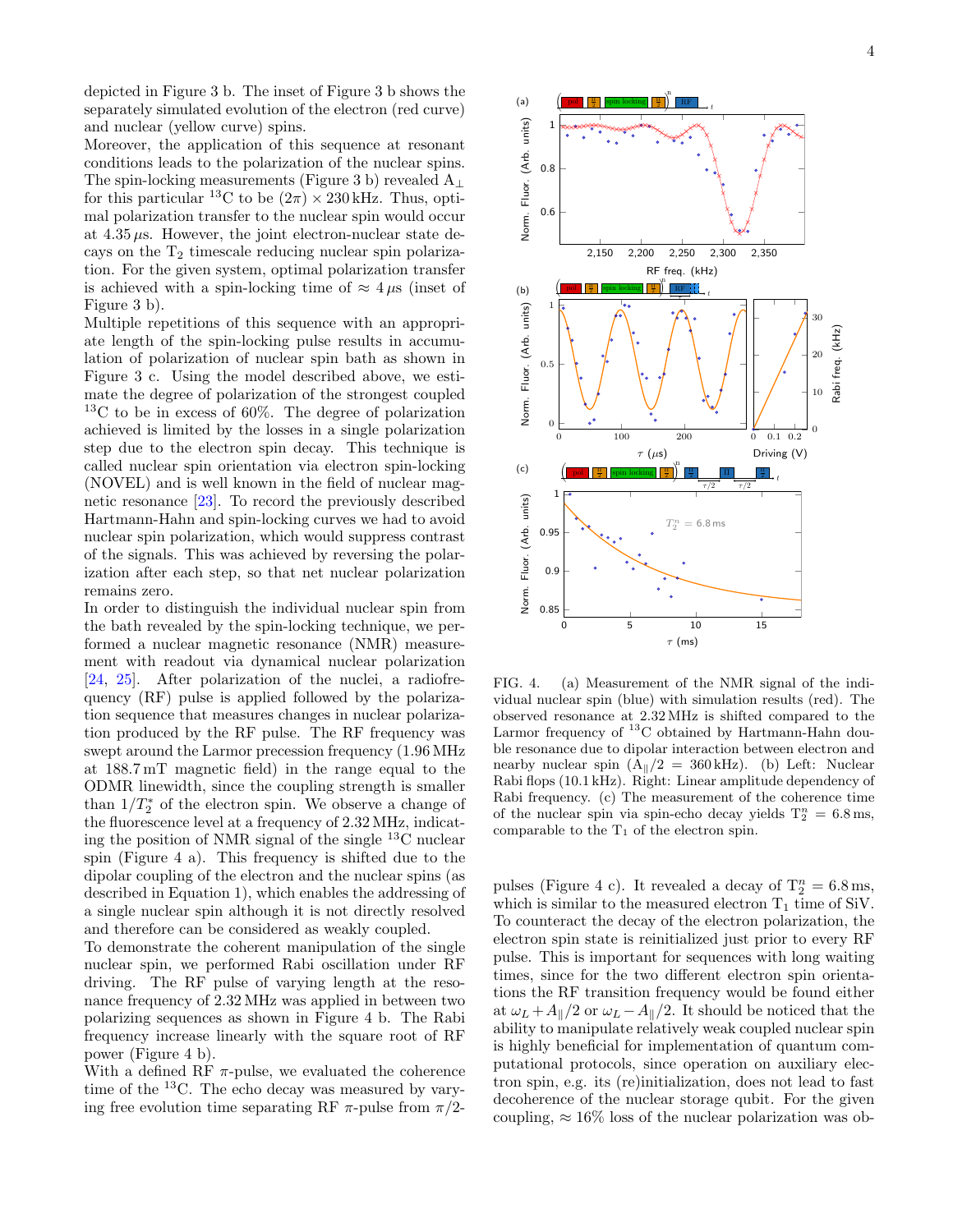depicted in Figure 3 b. The inset of Figure 3 b shows the separately simulated evolution of the electron (red curve) and nuclear (yellow curve) spins.

Moreover, the application of this sequence at resonant conditions leads to the polarization of the nuclear spins. The spin-locking measurements (Figure 3 b) revealed $A_\perp$ for this particular $^{13}$C to be $(2\pi) \times 230\,\text{kHz}$. Thus, optimal polarization transfer to the nuclear spin would occur at $4.35\,\mu$s. However, the joint electron-nuclear state decays on the $T_2$ timescale reducing nuclear spin polarization. For the given system, optimal polarization transfer is achieved with a spin-locking time of $\approx 4\,\mu$s (inset of Figure 3 b).

Multiple repetitions of this sequence with an appropriate length of the spin-locking pulse results in accumulation of polarization of nuclear spin bath as shown in Figure 3 c. Using the model described above, we estimate the degree of polarization of the strongest coupled $^{13}$C to be in excess of 60%. The degree of polarization achieved is limited by the losses in a single polarization step due to the electron spin decay. This technique is called nuclear spin orientation via electron spin-locking (NOVEL) and is well known in the field of nuclear magnetic resonance [23]. To record the previously described Hartmann-Hahn and spin-locking curves we had to avoid nuclear spin polarization, which would suppress contrast of the signals. This was achieved by reversing the polarization after each step, so that net nuclear polarization remains zero.

In order to distinguish the individual nuclear spin from the bath revealed by the spin-locking technique, we performed a nuclear magnetic resonance (NMR) measurement with readout via dynamical nuclear polarization [24, 25]. After polarization of the nuclei, a radiofrequency (RF) pulse is applied followed by the polarization sequence that measures changes in nuclear polarization produced by the RF pulse. The RF frequency was swept around the Larmor precession frequency (1.96 MHz at 188.7 mT magnetic field) in the range equal to the ODMR linewidth, since the coupling strength is smaller than $1/T_2^*$ of the electron spin. We observe a change of the fluorescence level at a frequency of 2.32 MHz, indicating the position of NMR signal of the single $^{13}$C nuclear spin (Figure 4 a). This frequency is shifted due to the dipolar coupling of the electron and the nuclear spins (as described in Equation 1), which enables the addressing of a single nuclear spin although it is not directly resolved and therefore can be considered as weakly coupled.

To demonstrate the coherent manipulation of the single nuclear spin, we performed Rabi oscillation under RF driving. The RF pulse of varying length at the resonance frequency of 2.32 MHz was applied in between two polarizing sequences as shown in Figure 4 b. The Rabi frequency increase linearly with the square root of RF power (Figure 4 b).

With a defined RF $\pi$-pulse, we evaluated the coherence time of the $^{13}$C. The echo decay was measured by varying free evolution time separating RF $\pi$-pulse from $\pi/2$-pulses (Figure 4 c). It revealed a decay of $T_2^n = 6.8\,\text{ms}$, which is similar to the measured electron $T_1$ time of SiV. To counteract the decay of the electron polarization, the electron spin state is reinitialized just prior to every RF pulse. This is important for sequences with long waiting times, since for the two different electron spin orientations the RF transition frequency would be found either at $\omega_L + A_\parallel/2$ or $\omega_L - A_\parallel/2$. It should be noticed that the ability to manipulate relatively weak coupled nuclear spin is highly beneficial for implementation of quantum computational protocols, since operation on auxiliary electron spin, e.g. its (re)initialization, does not lead to fast decoherence of the nuclear storage qubit. For the given coupling, $\approx 16\%$ loss of the nuclear polarization was ob-

FIG. 4. (a) Measurement of the NMR signal of the individual nuclear spin (blue) with simulation results (red). The observed resonance at 2.32 MHz is shifted compared to the Larmor frequency of $^{13}$C obtained by Hartmann-Hahn double resonance due to dipolar interaction between electron and nearby nuclear spin ($A_\parallel/2 = 360\,\text{kHz}$). (b) Left: Nuclear Rabi flops (10.1 kHz). Right: Linear amplitude dependency of Rabi frequency. (c) The measurement of the coherence time of the nuclear spin via spin-echo decay yields $T_2^n = 6.8\,\text{ms}$, comparable to the $T_1$ of the electron spin.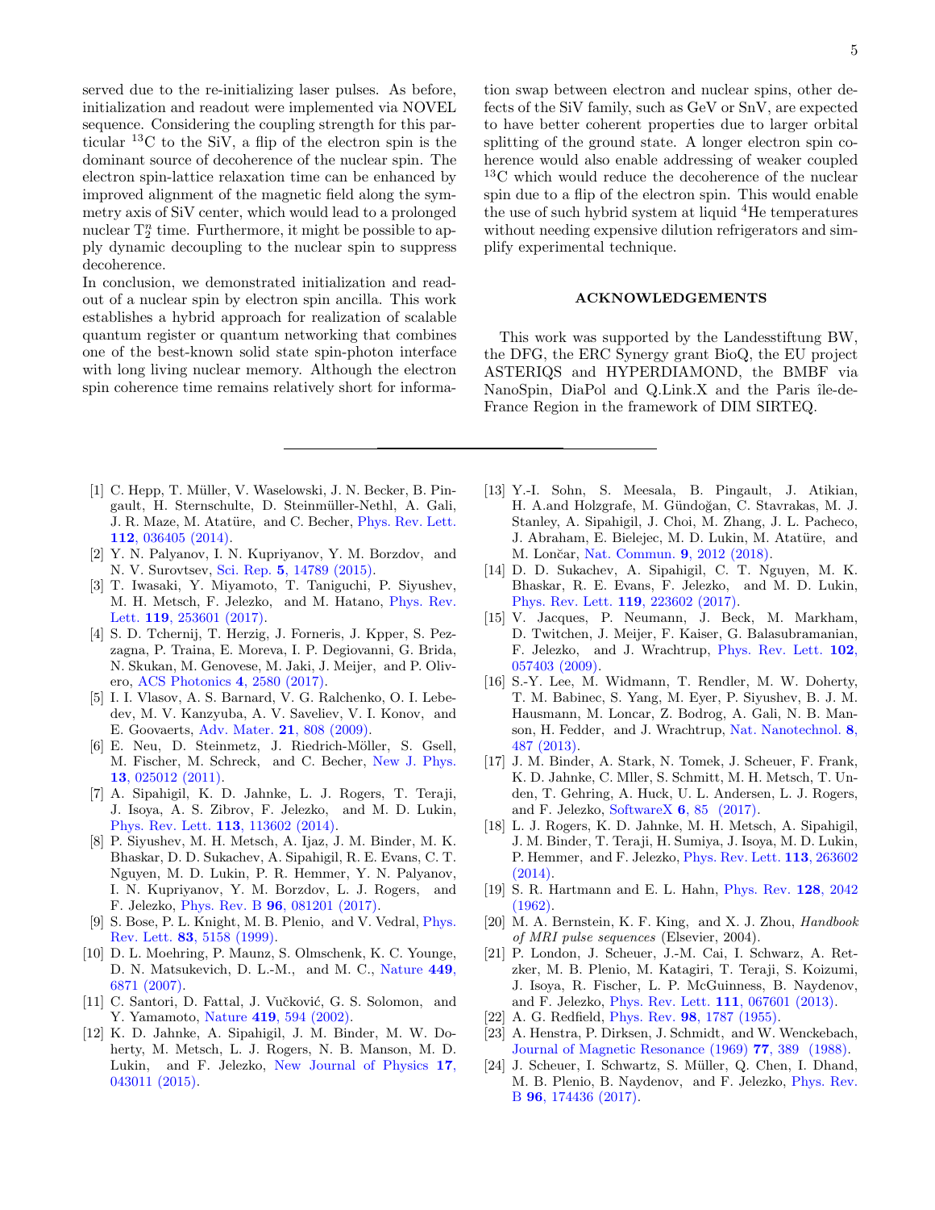served due to the re-initializing laser pulses. As before, initialization and readout were implemented via NOVEL sequence. Considering the coupling strength for this particular $^{13}$C to the SiV, a flip of the electron spin is the dominant source of decoherence of the nuclear spin. The electron spin-lattice relaxation time can be enhanced by improved alignment of the magnetic field along the symmetry axis of SiV center, which would lead to a prolonged nuclear $T_2^n$ time. Furthermore, it might be possible to apply dynamic decoupling to the nuclear spin to suppress decoherence.

In conclusion, we demonstrated initialization and readout of a nuclear spin by electron spin ancilla. This work establishes a hybrid approach for realization of scalable quantum register or quantum networking that combines one of the best-known solid state spin-photon interface with long living nuclear memory. Although the electron spin coherence time remains relatively short for information swap between electron and nuclear spins, other defects of the SiV family, such as GeV or SnV, are expected to have better coherent properties due to larger orbital splitting of the ground state. A longer electron spin coherence would also enable addressing of weaker coupled $^{13}$C which would reduce the decoherence of the nuclear spin due to a flip of the electron spin. This would enable the use of such hybrid system at liquid $^4$He temperatures without needing expensive dilution refrigerators and simplify experimental technique.

## ACKNOWLEDGEMENTS

This work was supported by the Landesstiftung BW, the DFG, the ERC Synergy grant BioQ, the EU project ASTERIQS and HYPERDIAMOND, the BMBF via NanoSpin, DiaPol and Q.Link.X and the Paris île-de-France Region in the framework of DIM SIRTEQ.

---

[1] C. Hepp, T. Müller, V. Waselowski, J. N. Becker, B. Pingault, H. Sternschulte, D. Steinmüller-Nethl, A. Gali, J. R. Maze, M. Atatüre, and C. Becher, Phys. Rev. Lett. **112**, 036405 (2014).

[2] Y. N. Palyanov, I. N. Kupriyanov, Y. M. Borzdov, and N. V. Surovtsev, Sci. Rep. **5**, 14789 (2015).

[3] T. Iwasaki, Y. Miyamoto, T. Taniguchi, P. Siyushev, M. H. Metsch, F. Jelezko, and M. Hatano, Phys. Rev. Lett. **119**, 253601 (2017).

[4] S. D. Tchernij, T. Herzig, J. Forneris, J. Kpper, S. Pezzagna, P. Traina, E. Moreva, I. P. Degiovanni, G. Brida, N. Skukan, M. Genovese, M. Jaki, J. Meijer, and P. Olivero, ACS Photonics **4**, 2580 (2017).

[5] I. I. Vlasov, A. S. Barnard, V. G. Ralchenko, O. I. Lebedev, M. V. Kanzyuba, A. V. Saveliev, V. I. Konov, and E. Goovaerts, Adv. Mater. **21**, 808 (2009).

[6] E. Neu, D. Steinmetz, J. Riedrich-Möller, S. Gsell, M. Fischer, M. Schreck, and C. Becher, New J. Phys. **13**, 025012 (2011).

[7] A. Sipahigil, K. D. Jahnke, L. J. Rogers, T. Teraji, J. Isoya, A. S. Zibrov, F. Jelezko, and M. D. Lukin, Phys. Rev. Lett. **113**, 113602 (2014).

[8] P. Siyushev, M. H. Metsch, A. Ijaz, J. M. Binder, M. K. Bhaskar, D. D. Sukachev, A. Sipahigil, R. E. Evans, C. T. Nguyen, M. D. Lukin, P. R. Hemmer, Y. N. Palyanov, I. N. Kupriyanov, Y. M. Borzdov, L. J. Rogers, and F. Jelezko, Phys. Rev. B **96**, 081201 (2017).

[9] S. Bose, P. L. Knight, M. B. Plenio, and V. Vedral, Phys. Rev. Lett. **83**, 5158 (1999).

[10] D. L. Moehring, P. Maunz, S. Olmschenk, K. C. Younge, D. N. Matsukevich, D. L.-M., and M. C., Nature **449**, 6871 (2007).

[11] C. Santori, D. Fattal, J. Vučković, G. S. Solomon, and Y. Yamamoto, Nature **419**, 594 (2002).

[12] K. D. Jahnke, A. Sipahigil, J. M. Binder, M. W. Doherty, M. Metsch, L. J. Rogers, N. B. Manson, M. D. Lukin, and F. Jelezko, New Journal of Physics **17**, 043011 (2015).

[13] Y.-I. Sohn, S. Meesala, B. Pingault, J. Atikian, H. A.and Holzgrafe, M. Gündoğan, C. Stavrakas, M. J. Stanley, A. Sipahigil, J. Choi, M. Zhang, J. L. Pacheco, J. Abraham, E. Bielejec, M. D. Lukin, M. Atatüre, and M. Lončar, Nat. Commun. **9**, 2012 (2018).

[14] D. D. Sukachev, A. Sipahigil, C. T. Nguyen, M. K. Bhaskar, R. E. Evans, F. Jelezko, and M. D. Lukin, Phys. Rev. Lett. **119**, 223602 (2017).

[15] V. Jacques, P. Neumann, J. Beck, M. Markham, D. Twitchen, J. Meijer, F. Kaiser, G. Balasubramanian, F. Jelezko, and J. Wrachtrup, Phys. Rev. Lett. **102**, 057403 (2009).

[16] S.-Y. Lee, M. Widmann, T. Rendler, M. W. Doherty, T. M. Babinec, S. Yang, M. Eyer, P. Siyushev, B. J. M. Hausmann, M. Loncar, Z. Bodrog, A. Gali, N. B. Manson, H. Fedder, and J. Wrachtrup, Nat. Nanotechnol. **8**, 487 (2013).

[17] J. M. Binder, A. Stark, N. Tomek, J. Scheuer, F. Frank, K. D. Jahnke, C. Mller, S. Schmitt, M. H. Metsch, T. Unden, T. Gehring, A. Huck, U. L. Andersen, L. J. Rogers, and F. Jelezko, SoftwareX **6**, 85 (2017).

[18] L. J. Rogers, K. D. Jahnke, M. H. Metsch, A. Sipahigil, J. M. Binder, T. Teraji, H. Sumiya, J. Isoya, M. D. Lukin, P. Hemmer, and F. Jelezko, Phys. Rev. Lett. **113**, 263602 (2014).

[19] S. R. Hartmann and E. L. Hahn, Phys. Rev. **128**, 2042 (1962).

[20] M. A. Bernstein, K. F. King, and X. J. Zhou, *Handbook of MRI pulse sequences* (Elsevier, 2004).

[21] P. London, J. Scheuer, J.-M. Cai, I. Schwarz, A. Retzker, M. B. Plenio, M. Katagiri, T. Teraji, S. Koizumi, J. Isoya, R. Fischer, L. P. McGuinness, B. Naydenov, and F. Jelezko, Phys. Rev. Lett. **111**, 067601 (2013).

[22] A. G. Redfield, Phys. Rev. **98**, 1787 (1955).

[23] A. Henstra, P. Dirksen, J. Schmidt, and W. Wenckebach, Journal of Magnetic Resonance (1969) **77**, 389 (1988).

[24] J. Scheuer, I. Schwartz, S. Müller, Q. Chen, I. Dhand, M. B. Plenio, B. Naydenov, and F. Jelezko, Phys. Rev. B **96**, 174436 (2017).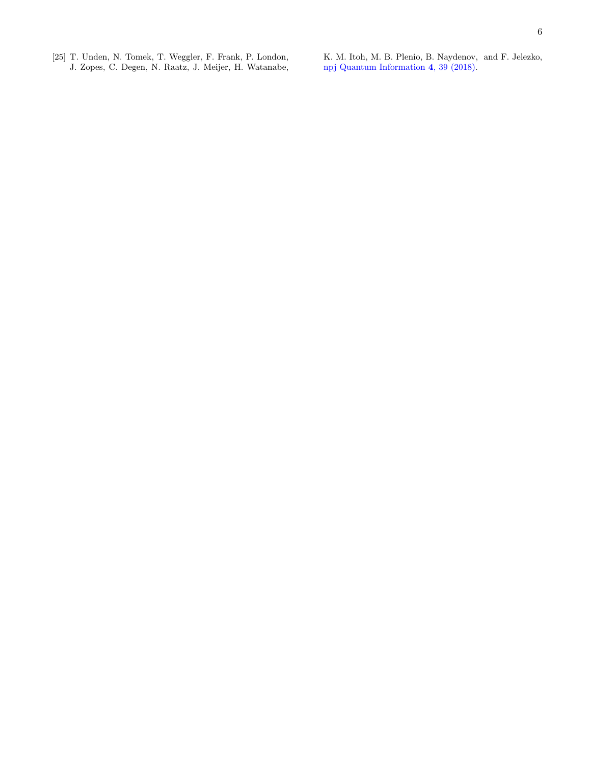[25] T. Unden, N. Tomek, T. Weggler, F. Frank, P. London, J. Zopes, C. Degen, N. Raatz, J. Meijer, H. Watanabe, K. M. Itoh, M. B. Plenio, B. Naydenov, and F. Jelezko, npj Quantum Information **4**, 39 (2018).